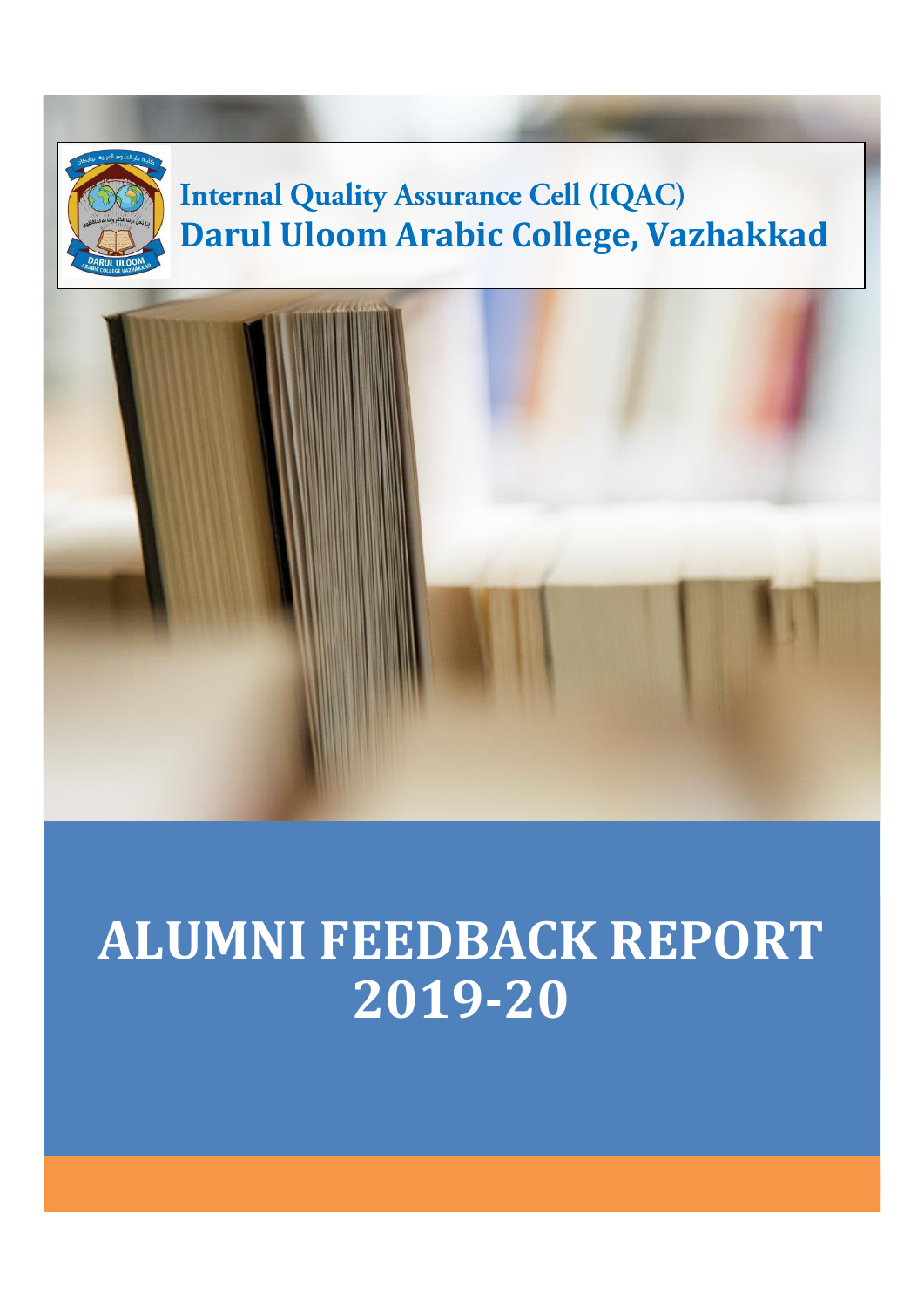**Internal Quality Assurance Cell (IQAC)**

**Darul Uloom Arabic College, Vazhakkad**

# ALUMNI FEEDBACK REPORT 2019-20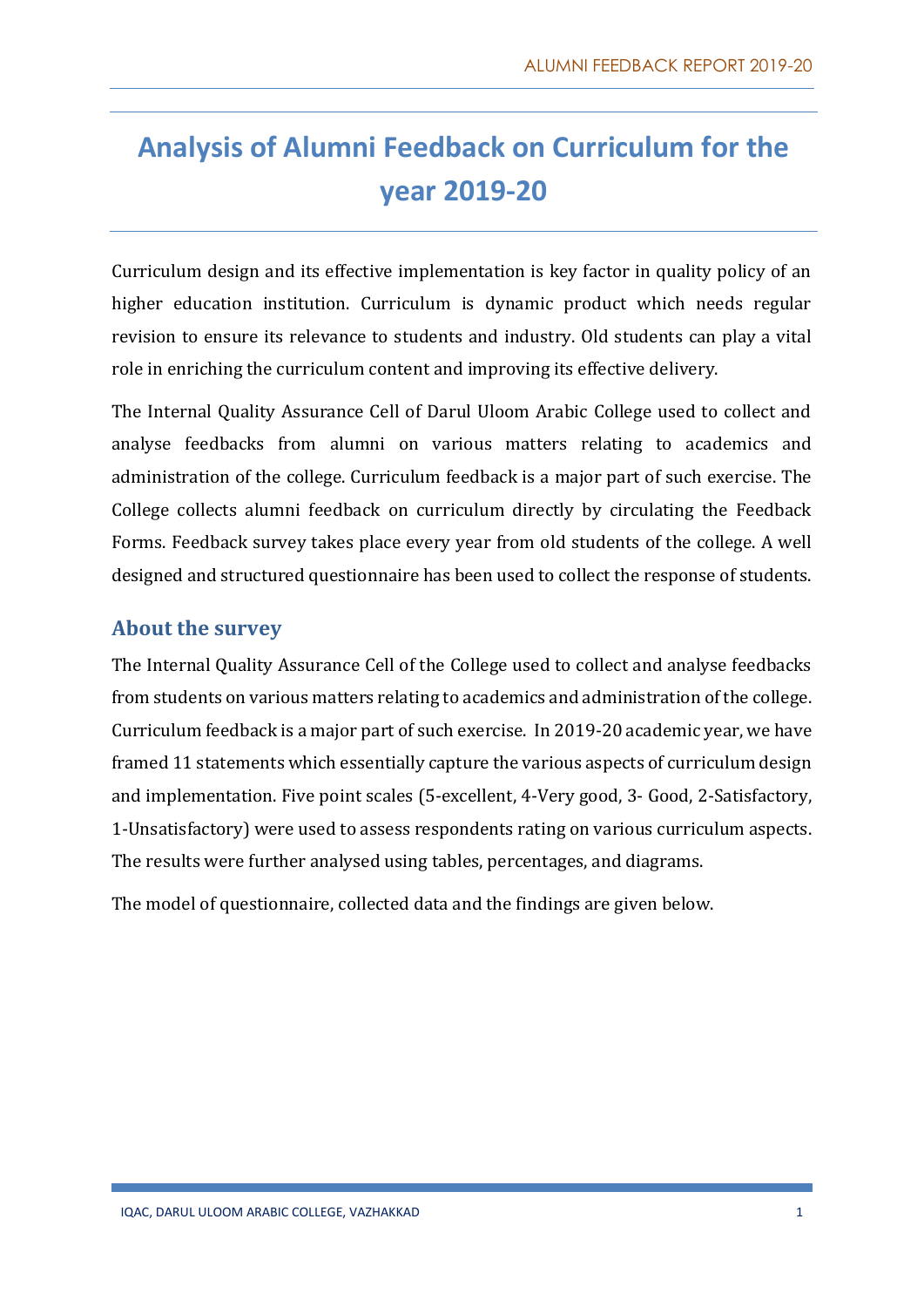# Analysis of Alumni Feedback on Curriculum for the year 2019-20

Curriculum design and its effective implementation is key factor in quality policy of an higher education institution. Curriculum is dynamic product which needs regular revision to ensure its relevance to students and industry. Old students can play a vital role in enriching the curriculum content and improving its effective delivery.

The Internal Quality Assurance Cell of Darul Uloom Arabic College used to collect and analyse feedbacks from alumni on various matters relating to academics and administration of the college. Curriculum feedback is a major part of such exercise. The College collects alumni feedback on curriculum directly by circulating the Feedback Forms. Feedback survey takes place every year from old students of the college. A well designed and structured questionnaire has been used to collect the response of students.

## About the survey

The Internal Quality Assurance Cell of the College used to collect and analyse feedbacks from students on various matters relating to academics and administration of the college. Curriculum feedback is a major part of such exercise. In 2019-20 academic year, we have framed 11 statements which essentially capture the various aspects of curriculum design and implementation. Five point scales (5-excellent, 4-Very good, 3- Good, 2-Satisfactory, 1-Unsatisfactory) were used to assess respondents rating on various curriculum aspects. The results were further analysed using tables, percentages, and diagrams.

The model of questionnaire, collected data and the findings are given below.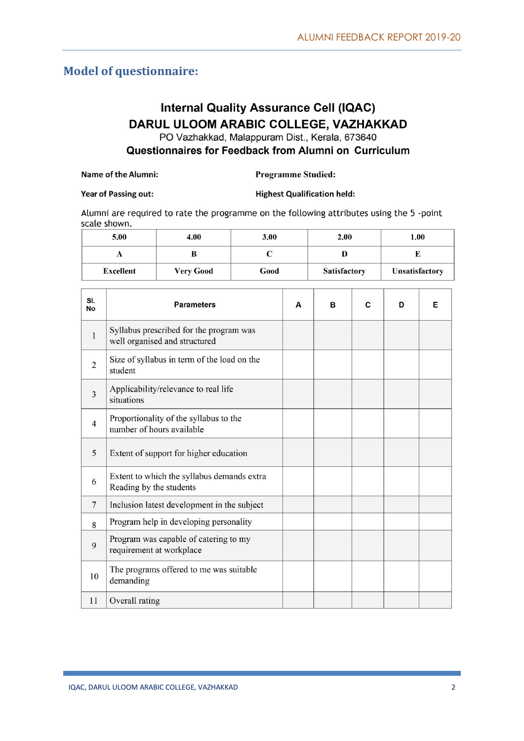## Model of questionnaire:

**Internal Quality Assurance Cell (IQAC)**
**DARUL ULOOM ARABIC COLLEGE, VAZHAKKAD**
PO Vazhakkad, Malappuram Dist., Kerala, 673640
**Questionnaires for Feedback from Alumni on Curriculum**

**Name of the Alumni:** **Programme Studied:**

**Year of Passing out:** **Highest Qualification held:**

Alumni are required to rate the programme on the following attributes using the 5 -point scale shown.

| 5.00 | 4.00 | 3.00 | 2.00 | 1.00 |
|---|---|---|---|---|
| A | B | C | D | E |
| Excellent | Very Good | Good | Satisfactory | Unsatisfactory |

| Sl. No | Parameters | A | B | C | D | E |
|---|---|---|---|---|---|---|
| 1 | Syllabus prescribed for the program was well organised and structured | | | | | |
| 2 | Size of syllabus in term of the load on the student | | | | | |
| 3 | Applicability/relevance to real life situations | | | | | |
| 4 | Proportionality of the syllabus to the number of hours available | | | | | |
| 5 | Extent of support for higher education | | | | | |
| 6 | Extent to which the syllabus demands extra Reading by the students | | | | | |
| 7 | Inclusion latest development in the subject | | | | | |
| 8 | Program help in developing personality | | | | | |
| 9 | Program was capable of catering to my requirement at workplace | | | | | |
| 10 | The programs offered to me was suitable demanding | | | | | |
| 11 | Overall rating | | | | | |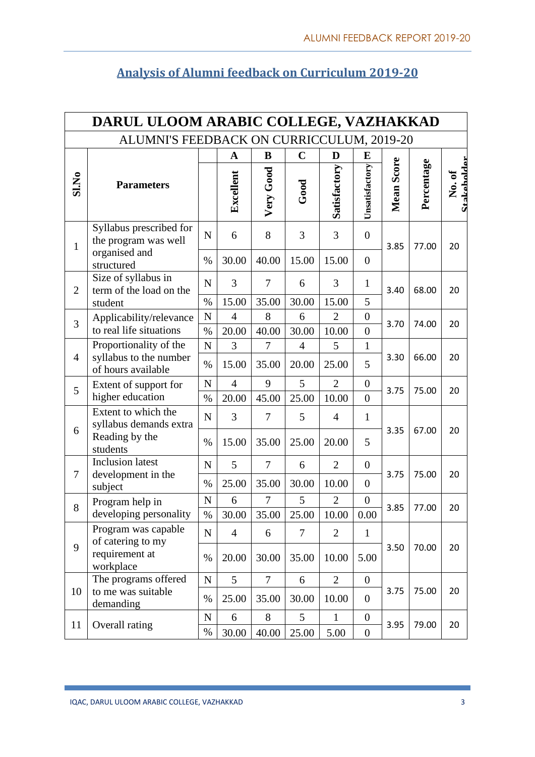## Analysis of Alumni feedback on Curriculum 2019-20

| DARUL ULOOM ARABIC COLLEGE, VAZHAKKAD | | | | | | | | | | |
|---|---|---|---|---|---|---|---|---|---|---|
| ALUMNI'S FEEDBACK ON CURRICCULUM, 2019-20 | | | | | | | | | | |
| | | | A | B | C | D | E | | | |
| Sl.No | Parameters | | Excellent | Very Good | Good | Satisfactory | Unsatisfactory | Mean Score | Percentage | No. of Stakeholder |
| 1 | Syllabus prescribed for the program was well organised and structured | N | 6 | 8 | 3 | 3 | 0 | 3.85 | 77.00 | 20 |
| | | % | 30.00 | 40.00 | 15.00 | 15.00 | 0 | | | |
| 2 | Size of syllabus in term of the load on the student | N | 3 | 7 | 6 | 3 | 1 | 3.40 | 68.00 | 20 |
| | | % | 15.00 | 35.00 | 30.00 | 15.00 | 5 | | | |
| 3 | Applicability/relevance to real life situations | N | 4 | 8 | 6 | 2 | 0 | 3.70 | 74.00 | 20 |
| | | % | 20.00 | 40.00 | 30.00 | 10.00 | 0 | | | |
| 4 | Proportionality of the syllabus to the number of hours available | N | 3 | 7 | 4 | 5 | 1 | 3.30 | 66.00 | 20 |
| | | % | 15.00 | 35.00 | 20.00 | 25.00 | 5 | | | |
| 5 | Extent of support for higher education | N | 4 | 9 | 5 | 2 | 0 | 3.75 | 75.00 | 20 |
| | | % | 20.00 | 45.00 | 25.00 | 10.00 | 0 | | | |
| 6 | Extent to which the syllabus demands extra Reading by the students | N | 3 | 7 | 5 | 4 | 1 | 3.35 | 67.00 | 20 |
| | | % | 15.00 | 35.00 | 25.00 | 20.00 | 5 | | | |
| 7 | Inclusion latest development in the subject | N | 5 | 7 | 6 | 2 | 0 | 3.75 | 75.00 | 20 |
| | | % | 25.00 | 35.00 | 30.00 | 10.00 | 0 | | | |
| 8 | Program help in developing personality | N | 6 | 7 | 5 | 2 | 0 | 3.85 | 77.00 | 20 |
| | | % | 30.00 | 35.00 | 25.00 | 10.00 | 0.00 | | | |
| 9 | Program was capable of catering to my requirement at workplace | N | 4 | 6 | 7 | 2 | 1 | 3.50 | 70.00 | 20 |
| | | % | 20.00 | 30.00 | 35.00 | 10.00 | 5.00 | | | |
| 10 | The programs offered to me was suitable demanding | N | 5 | 7 | 6 | 2 | 0 | 3.75 | 75.00 | 20 |
| | | % | 25.00 | 35.00 | 30.00 | 10.00 | 0 | | | |
| 11 | Overall rating | N | 6 | 8 | 5 | 1 | 0 | 3.95 | 79.00 | 20 |
| | | % | 30.00 | 40.00 | 25.00 | 5.00 | 0 | | | |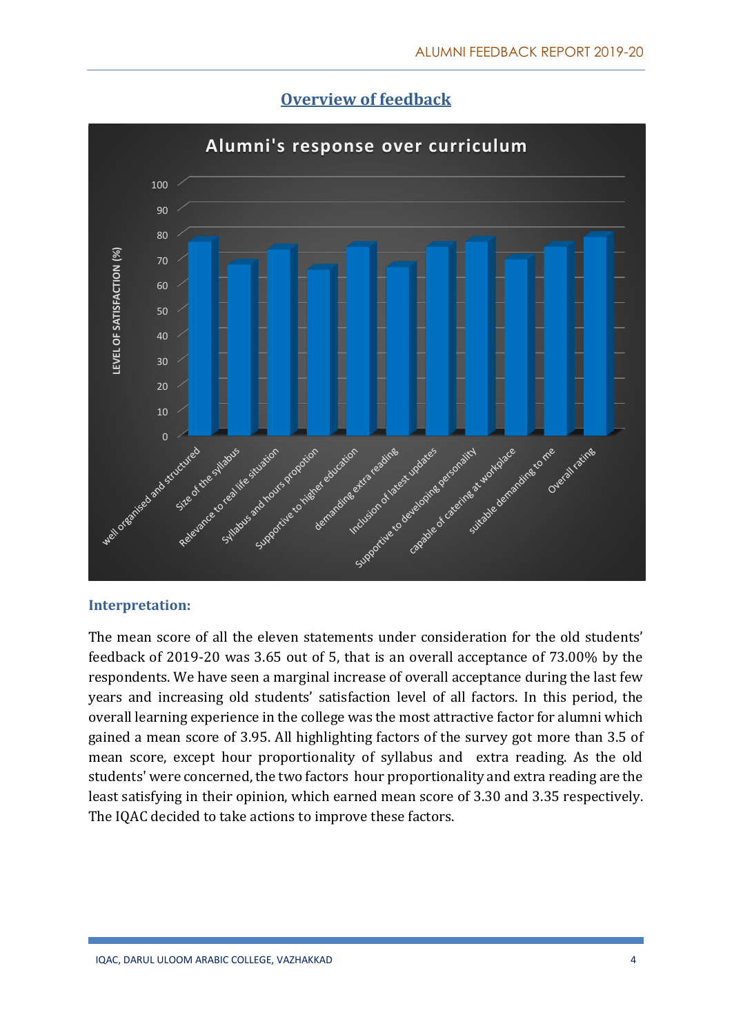## Overview of feedback

**Alumni's response over curriculum**

| Factor | Level of satisfaction (%) |
|---|---|
| well organised and structured | 77 |
| Size of the syllabus | 68 |
| Relevance to real life situation | 74 |
| Syllabus and hours propotion | 66 |
| Supportive to higher education | 75 |
| demanding extra reading | 67 |
| Inclusion of latest updates | 75 |
| Supportive to developing personality | 77 |
| capable of catering at workplace | 70 |
| suitable demanding to me | 75 |
| Overall rating | 79 |

### Interpretation:

The mean score of all the eleven statements under consideration for the old students' feedback of 2019-20 was 3.65 out of 5, that is an overall acceptance of 73.00% by the respondents. We have seen a marginal increase of overall acceptance during the last few years and increasing old students' satisfaction level of all factors. In this period, the overall learning experience in the college was the most attractive factor for alumni which gained a mean score of 3.95. All highlighting factors of the survey got more than 3.5 of mean score, except hour proportionality of syllabus and extra reading. As the old students' were concerned, the two factors hour proportionality and extra reading are the least satisfying in their opinion, which earned mean score of 3.30 and 3.35 respectively. The IQAC decided to take actions to improve these factors.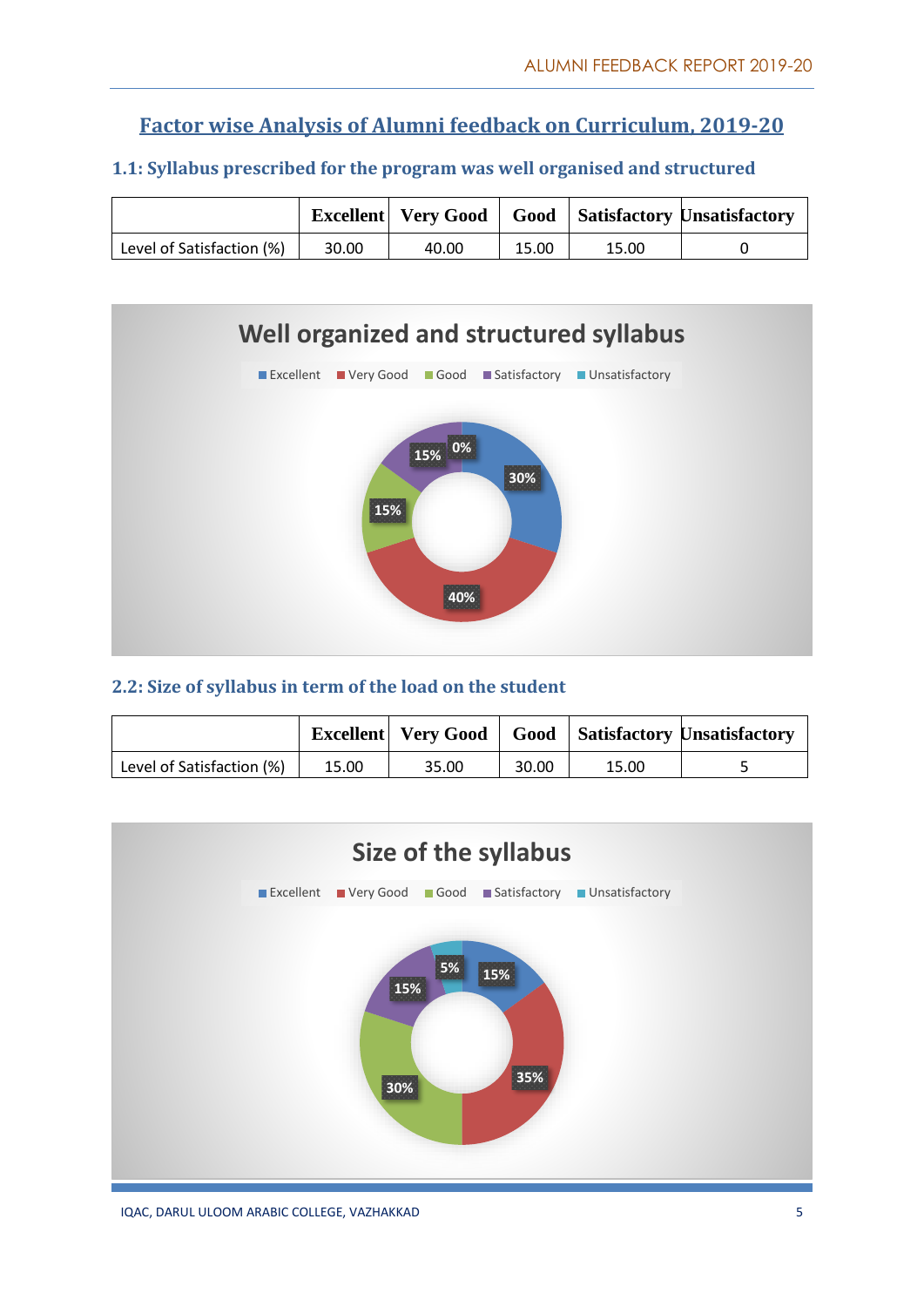# Factor wise Analysis of Alumni feedback on Curriculum, 2019-20

### 1.1: Syllabus prescribed for the program was well organised and structured

| | Excellent | Very Good | Good | Satisfactory | Unsatisfactory |
|---|---|---|---|---|---|
| Level of Satisfaction (%) | 30.00 | 40.00 | 15.00 | 15.00 | 0 |

**Well organized and structured syllabus**

Excellent, Very Good, Good, Satisfactory, Unsatisfactory

30%, 40%, 15%, 15%, 0%

### 2.2: Size of syllabus in term of the load on the student

| | Excellent | Very Good | Good | Satisfactory | Unsatisfactory |
|---|---|---|---|---|---|
| Level of Satisfaction (%) | 15.00 | 35.00 | 30.00 | 15.00 | 5 |

**Size of the syllabus**

Excellent, Very Good, Good, Satisfactory, Unsatisfactory

15%, 35%, 30%, 15%, 5%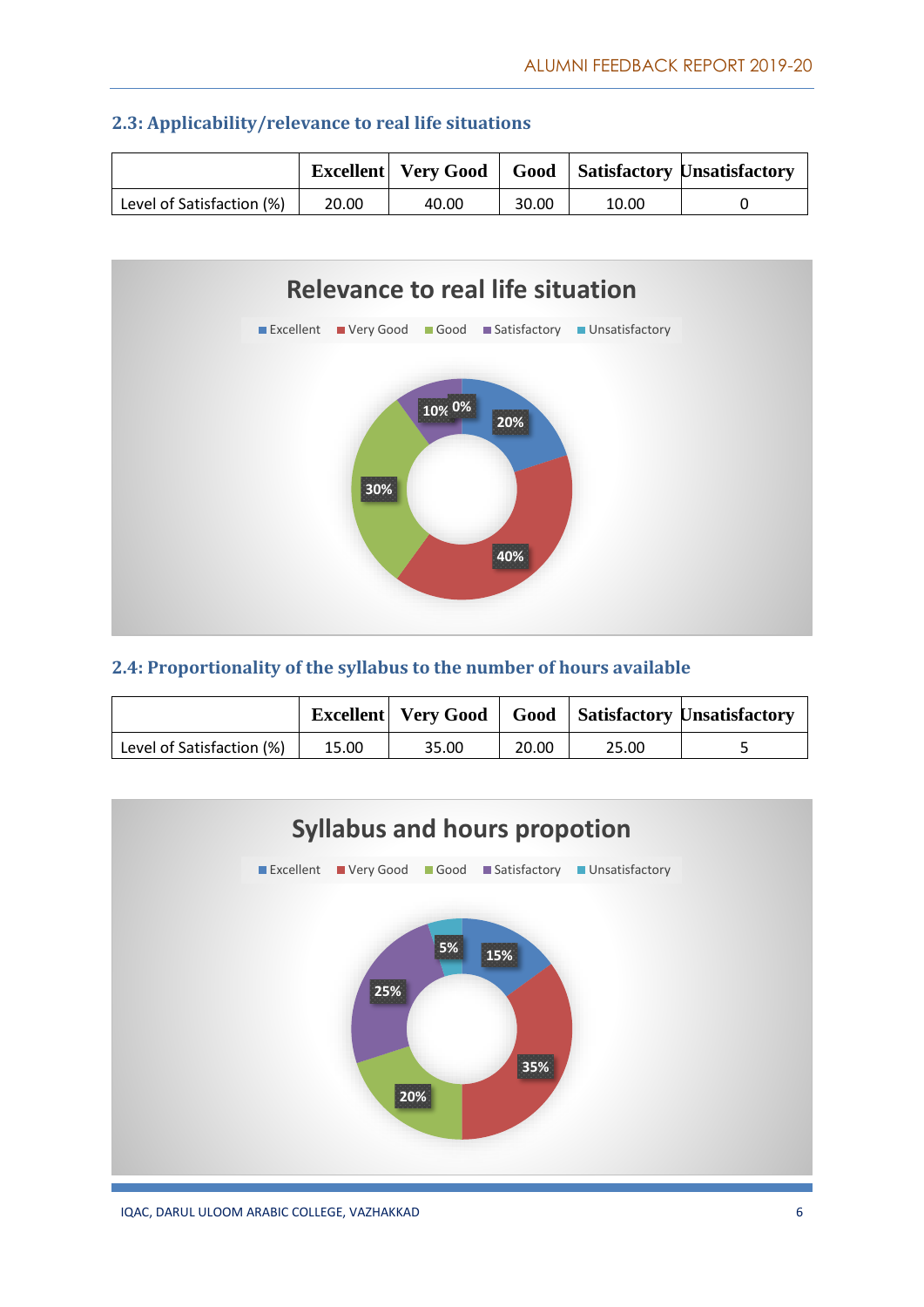### 2.3: Applicability/relevance to real life situations

| | Excellent | Very Good | Good | Satisfactory | Unsatisfactory |
|---|---|---|---|---|---|
| Level of Satisfaction (%) | 20.00 | 40.00 | 30.00 | 10.00 | 0 |

**Relevance to real life situation**

Excellent, Very Good, Good, Satisfactory, Unsatisfactory

20%, 40%, 30%, 10%, 0%

### 2.4: Proportionality of the syllabus to the number of hours available

| | Excellent | Very Good | Good | Satisfactory | Unsatisfactory |
|---|---|---|---|---|---|
| Level of Satisfaction (%) | 15.00 | 35.00 | 20.00 | 25.00 | 5 |

**Syllabus and hours propotion**

Excellent, Very Good, Good, Satisfactory, Unsatisfactory

15%, 35%, 20%, 25%, 5%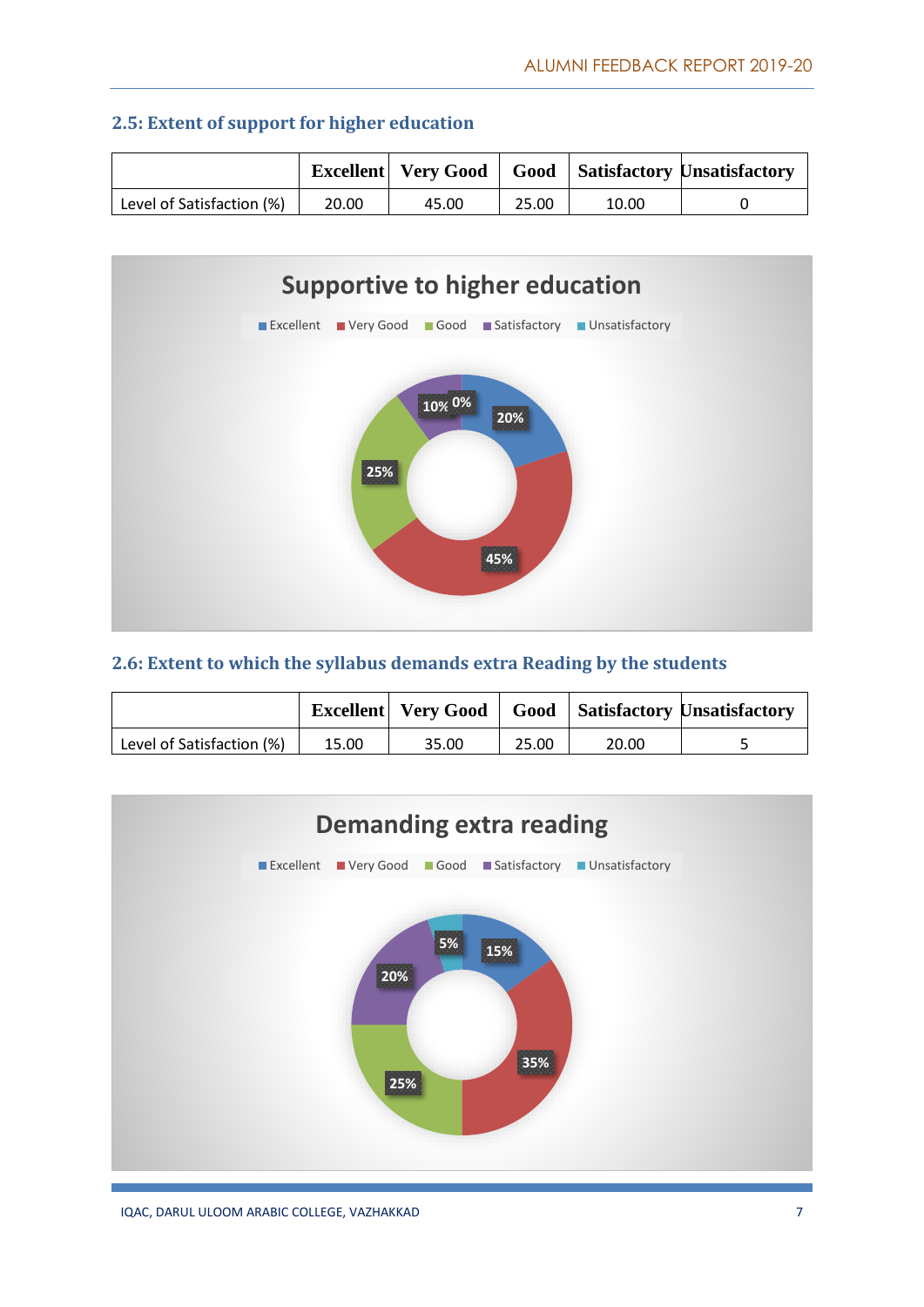## 2.5: Extent of support for higher education

| | Excellent | Very Good | Good | Satisfactory | Unsatisfactory |
|---|---|---|---|---|---|
| Level of Satisfaction (%) | 20.00 | 45.00 | 25.00 | 10.00 | 0 |

**Supportive to higher education**

Excellent, Very Good, Good, Satisfactory, Unsatisfactory

20%, 45%, 25%, 10%, 0%

## 2.6: Extent to which the syllabus demands extra Reading by the students

| | Excellent | Very Good | Good | Satisfactory | Unsatisfactory |
|---|---|---|---|---|---|
| Level of Satisfaction (%) | 15.00 | 35.00 | 25.00 | 20.00 | 5 |

**Demanding extra reading**

Excellent, Very Good, Good, Satisfactory, Unsatisfactory

15%, 35%, 25%, 20%, 5%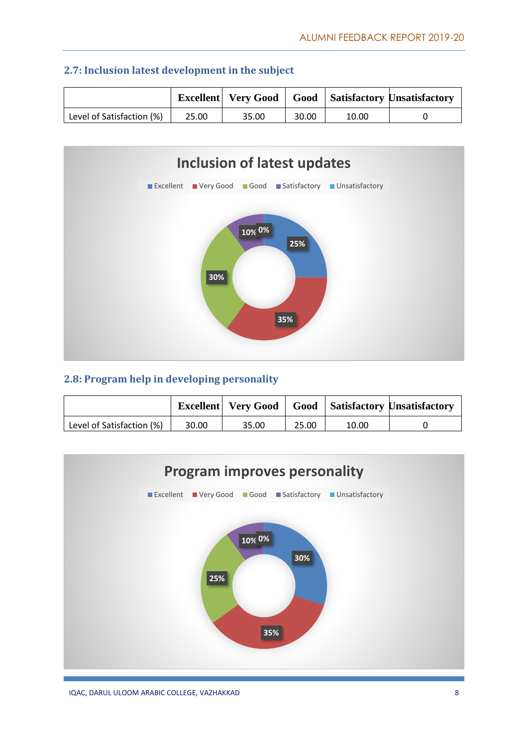## 2.7: Inclusion latest development in the subject

| | Excellent | Very Good | Good | Satisfactory | Unsatisfactory |
|---|---|---|---|---|---|
| Level of Satisfaction (%) | 25.00 | 35.00 | 30.00 | 10.00 | 0 |

Inclusion of latest updates

Excellent, Very Good, Good, Satisfactory, Unsatisfactory

25%, 35%, 30%, 10%, 0%

## 2.8: Program help in developing personality

| | Excellent | Very Good | Good | Satisfactory | Unsatisfactory |
|---|---|---|---|---|---|
| Level of Satisfaction (%) | 30.00 | 35.00 | 25.00 | 10.00 | 0 |

Program improves personality

Excellent, Very Good, Good, Satisfactory, Unsatisfactory

30%, 35%, 25%, 10%, 0%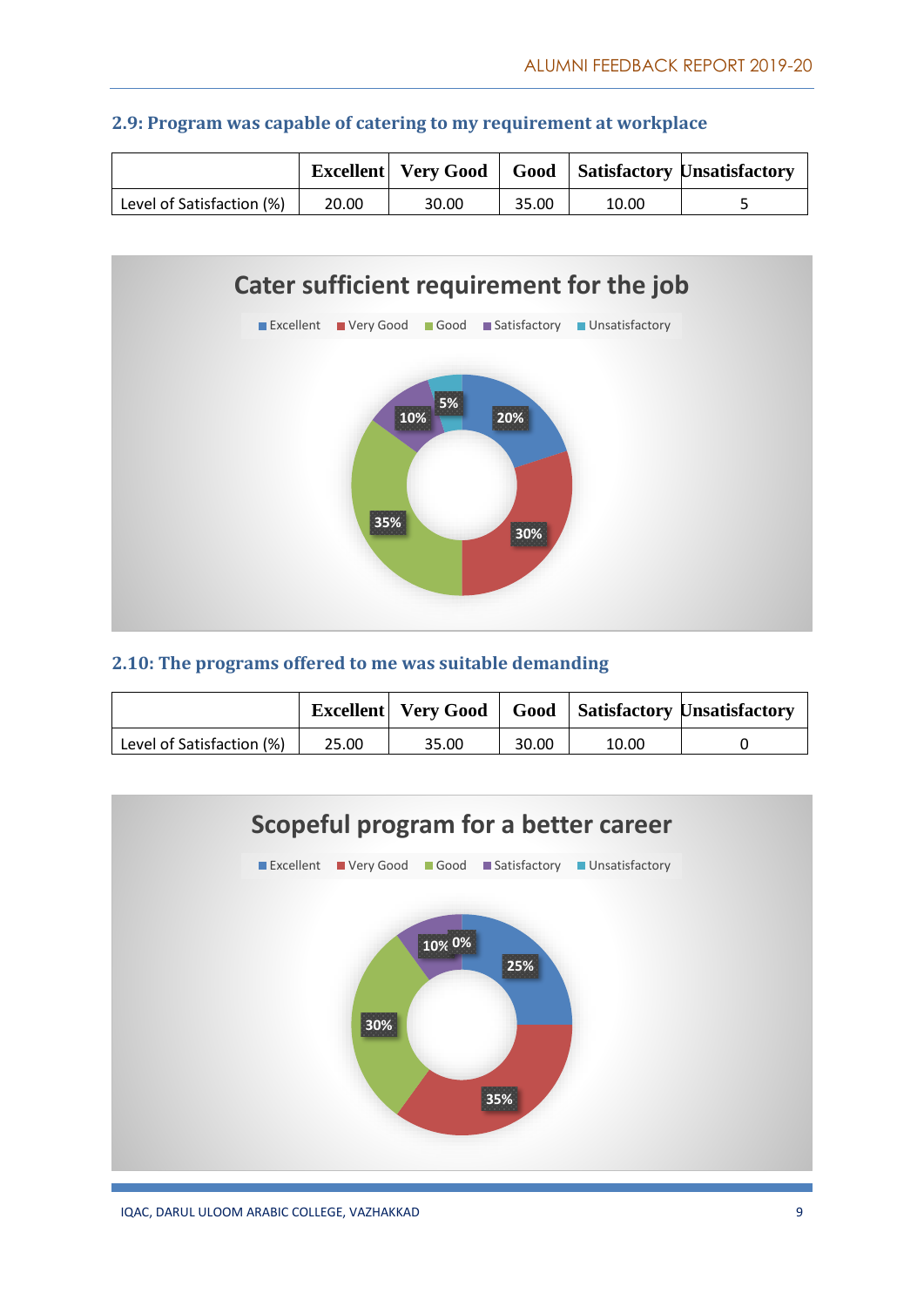## 2.9: Program was capable of catering to my requirement at workplace

| | Excellent | Very Good | Good | Satisfactory | Unsatisfactory |
|---|---|---|---|---|---|
| Level of Satisfaction (%) | 20.00 | 30.00 | 35.00 | 10.00 | 5 |

Cater sufficient requirement for the job

Excellent | Very Good | Good | Satisfactory | Unsatisfactory

20% | 30% | 35% | 10% | 5%

## 2.10: The programs offered to me was suitable demanding

| | Excellent | Very Good | Good | Satisfactory | Unsatisfactory |
|---|---|---|---|---|---|
| Level of Satisfaction (%) | 25.00 | 35.00 | 30.00 | 10.00 | 0 |

Scopeful program for a better career

Excellent | Very Good | Good | Satisfactory | Unsatisfactory

25% | 35% | 30% | 10% | 0%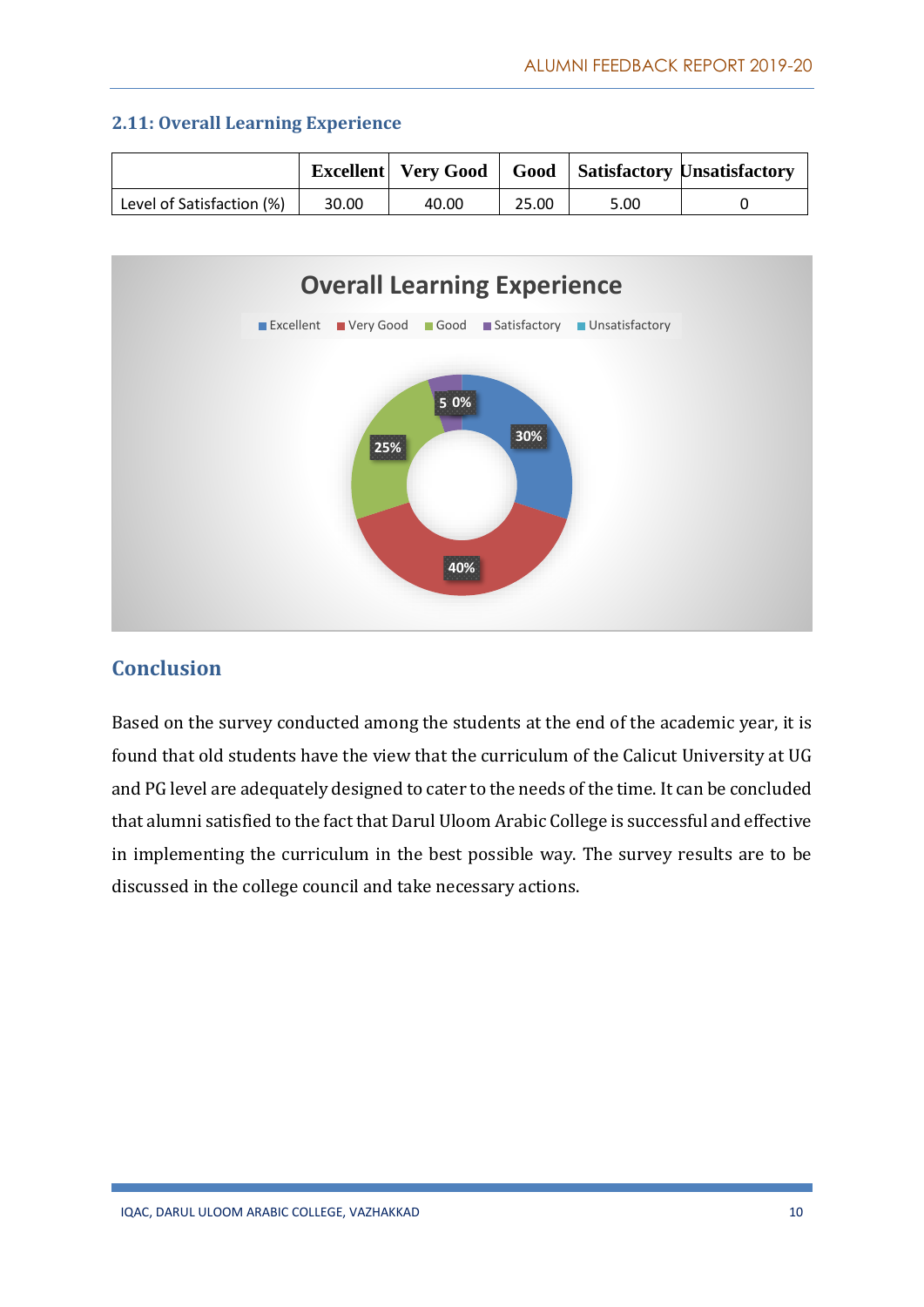### 2.11: Overall Learning Experience

| | Excellent | Very Good | Good | Satisfactory | Unsatisfactory |
|---|---|---|---|---|---|
| Level of Satisfaction (%) | 30.00 | 40.00 | 25.00 | 5.00 | 0 |

Overall Learning Experience

Excellent Very Good Good Satisfactory Unsatisfactory

5 0%

30%

25%

40%

## Conclusion

Based on the survey conducted among the students at the end of the academic year, it is found that old students have the view that the curriculum of the Calicut University at UG and PG level are adequately designed to cater to the needs of the time. It can be concluded that alumni satisfied to the fact that Darul Uloom Arabic College is successful and effective in implementing the curriculum in the best possible way. The survey results are to be discussed in the college council and take necessary actions.